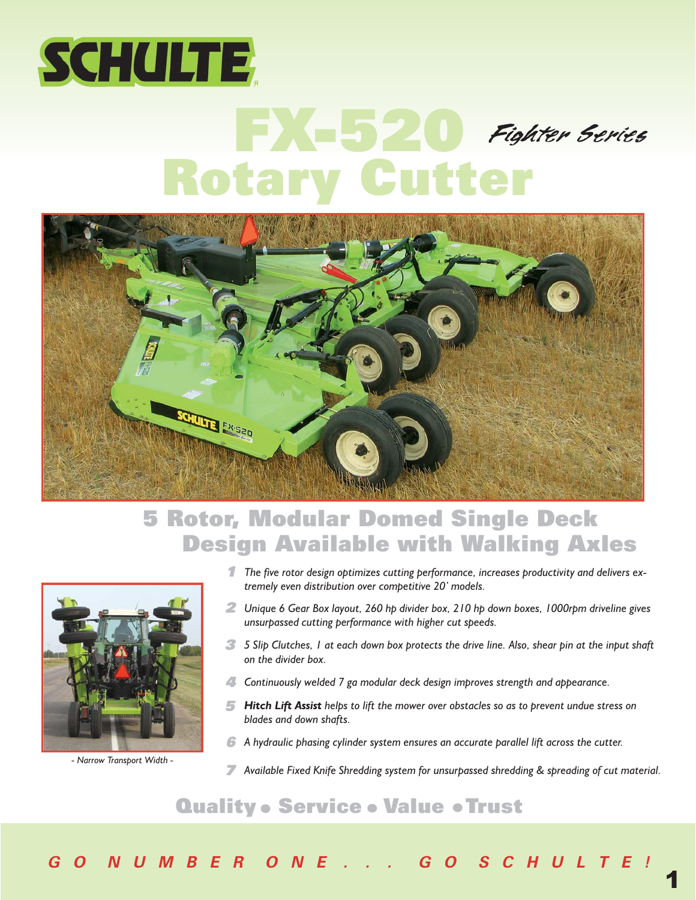# SCHULTE

# FX-520 Fighter Series Rotary Cutter

## 5 Rotor, Modular Domed Single Deck Design Available with Walking Axles

1. The five rotor design optimizes cutting performance, increases productivity and delivers extremely even distribution over competitive 20' models.
2. Unique 6 Gear Box layout, 260 hp divider box, 210 hp down boxes, 1000rpm driveline gives unsurpassed cutting performance with higher cut speeds.
3. 5 Slip Clutches, 1 at each down box protects the drive line. Also, shear pin at the input shaft on the divider box.
4. Continuously welded 7 ga modular deck design improves strength and appearance.
5. ***Hitch Lift Assist*** helps to lift the mower over obstacles so as to prevent undue stress on blades and down shafts.
6. A hydraulic phasing cylinder system ensures an accurate parallel lift across the cutter.
7. Available Fixed Knife Shredding system for unsurpassed shredding & spreading of cut material.

*- Narrow Transport Width -*

**Quality • Service • Value • Trust**

***GO NUMBER ONE . . . GO SCHULTE!***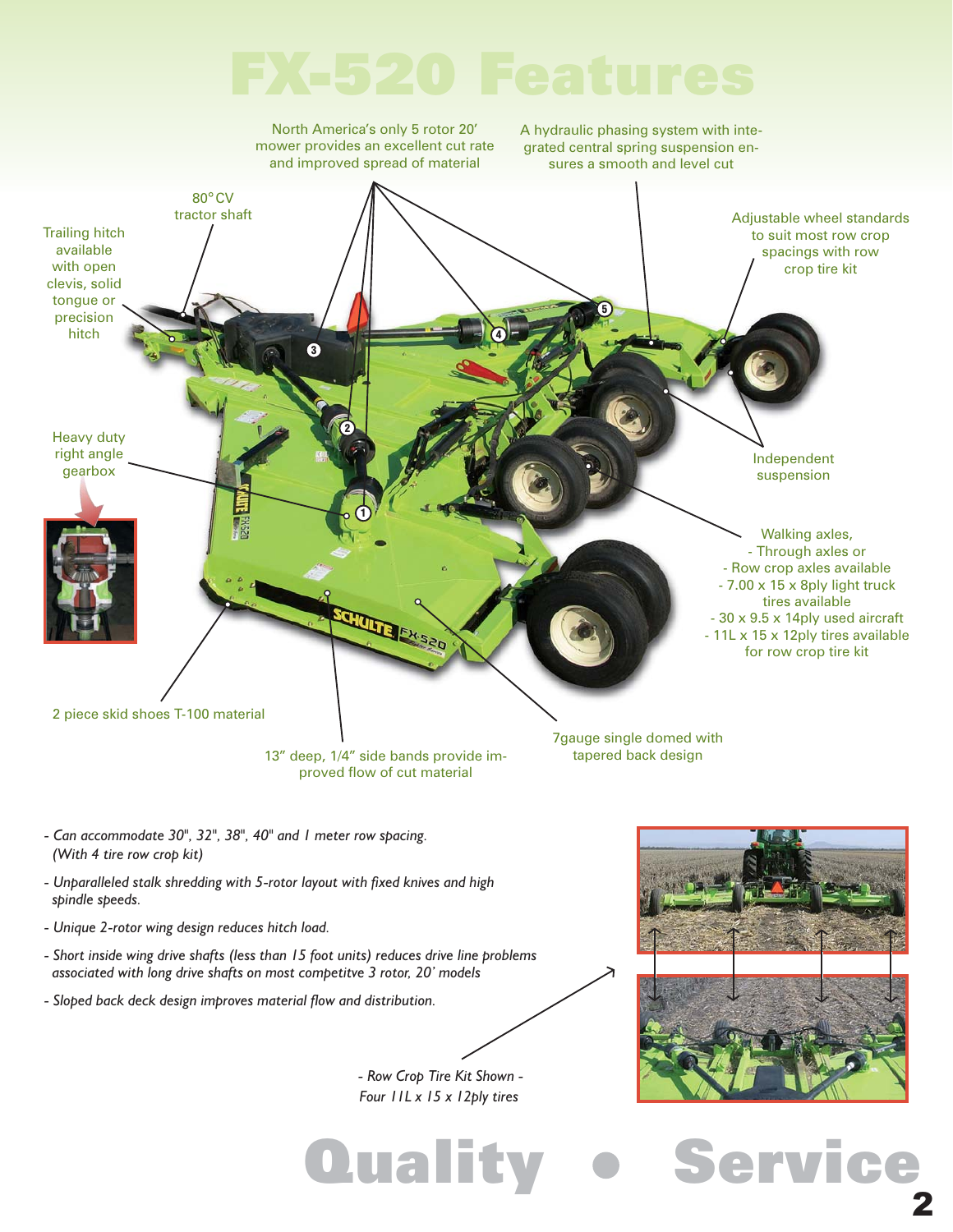# FX-520 Features

North America's only 5 rotor 20' mower provides an excellent cut rate and improved spread of material

A hydraulic phasing system with integrated central spring suspension ensures a smooth and level cut

80° CV tractor shaft

Trailing hitch available with open clevis, solid tongue or precision hitch

Adjustable wheel standards to suit most row crop spacings with row crop tire kit

Heavy duty right angle gearbox

Independent suspension

Walking axles,
- Through axles or
- Row crop axles available
- 7.00 x 15 x 8ply light truck tires available
- 30 x 9.5 x 14ply used aircraft
- 11L x 15 x 12ply tires available for row crop tire kit

2 piece skid shoes T-100 material

13" deep, 1/4" side bands provide improved flow of cut material

7gauge single domed with tapered back design

- *Can accommodate 30", 32", 38", 40" and 1 meter row spacing. (With 4 tire row crop kit)*
- *Unparalleled stalk shredding with 5-rotor layout with fixed knives and high spindle speeds.*
- *Unique 2-rotor wing design reduces hitch load.*
- *Short inside wing drive shafts (less than 15 foot units) reduces drive line problems associated with long drive shafts on most competitve 3 rotor, 20' models*
- *Sloped back deck design improves material flow and distribution.*

*- Row Crop Tire Kit Shown -*
*Four 11L x 15 x 12ply tires*

Quality • Service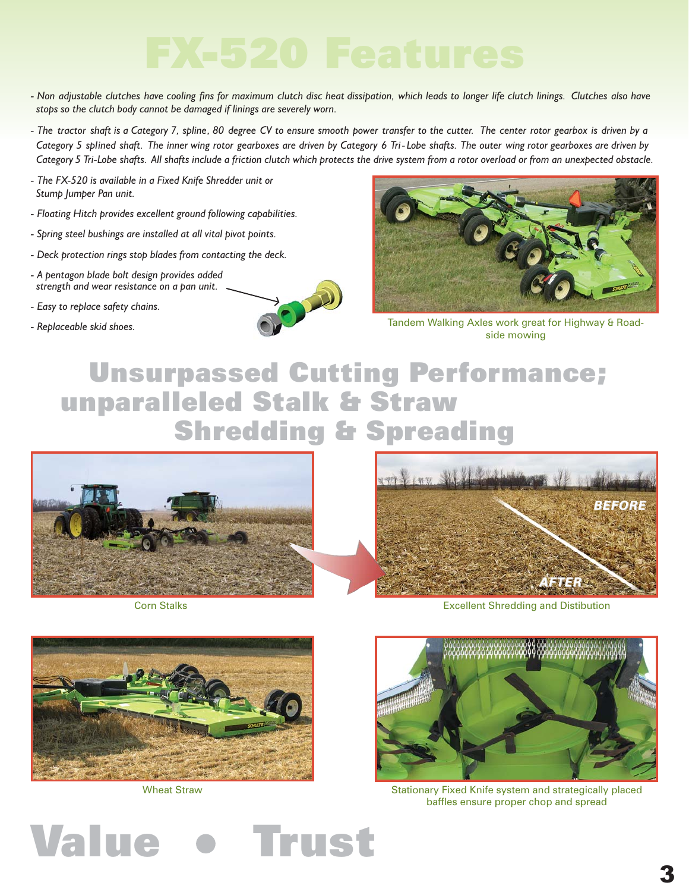# FX-520 Features

- Non adjustable clutches have cooling fins for maximum clutch disc heat dissipation, which leads to longer life clutch linings. Clutches also have stops so the clutch body cannot be damaged if linings are severely worn.
- The tractor shaft is a Category 7, spline, 80 degree CV to ensure smooth power transfer to the cutter. The center rotor gearbox is driven by a Category 5 splined shaft. The inner wing rotor gearboxes are driven by Category 6 Tri-Lobe shafts. The outer wing rotor gearboxes are driven by Category 5 Tri-Lobe shafts. All shafts include a friction clutch which protects the drive system from a rotor overload or from an unexpected obstacle.
- The FX-520 is available in a Fixed Knife Shredder unit or Stump Jumper Pan unit.
- Floating Hitch provides excellent ground following capabilities.
- Spring steel bushings are installed at all vital pivot points.
- Deck protection rings stop blades from contacting the deck.
- A pentagon blade bolt design provides added strength and wear resistance on a pan unit.
- Easy to replace safety chains.
- Replaceable skid shoes.

Tandem Walking Axles work great for Highway & Road-side mowing

## Unsurpassed Cutting Performance; unparalleled Stalk & Straw Shredding & Spreading

Corn Stalks

BEFORE

AFTER

Excellent Shredding and Distibution

Wheat Straw

Stationary Fixed Knife system and strategically placed baffles ensure proper chop and spread

# Value • Trust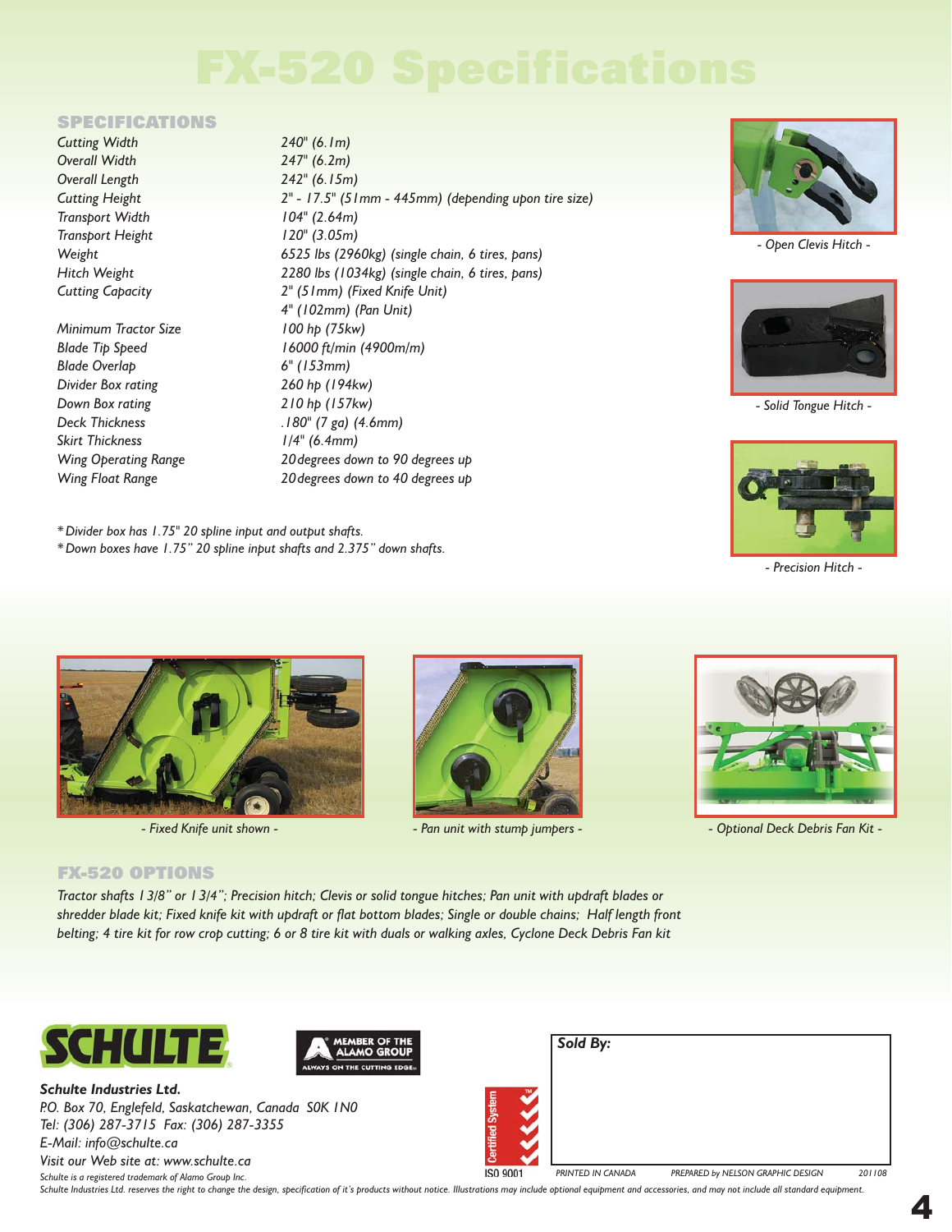# FX-520 Specifications

## SPECIFICATIONS

| | |
|---|---|
| Cutting Width | 240" (6.1m) |
| Overall Width | 247" (6.2m) |
| Overall Length | 242" (6.15m) |
| Cutting Height | 2" - 17.5" (51mm - 445mm) (depending upon tire size) |
| Transport Width | 104" (2.64m) |
| Transport Height | 120" (3.05m) |
| Weight | 6525 lbs (2960kg) (single chain, 6 tires, pans) |
| Hitch Weight | 2280 lbs (1034kg) (single chain, 6 tires, pans) |
| Cutting Capacity | 2" (51mm) (Fixed Knife Unit)<br>4" (102mm) (Pan Unit) |
| Minimum Tractor Size | 100 hp (75kw) |
| Blade Tip Speed | 16000 ft/min (4900m/m) |
| Blade Overlap | 6" (153mm) |
| Divider Box rating | 260 hp (194kw) |
| Down Box rating | 210 hp (157kw) |
| Deck Thickness | .180" (7 ga) (4.6mm) |
| Skirt Thickness | 1/4" (6.4mm) |
| Wing Operating Range | 20degrees down to 90 degrees up |
| Wing Float Range | 20degrees down to 40 degrees up |

*Divider box has 1.75" 20 spline input and output shafts.
*Down boxes have 1.75" 20 spline input shafts and 2.375" down shafts.

- Open Clevis Hitch -

- Solid Tongue Hitch -

- Precision Hitch -

- Fixed Knife unit shown -

- Pan unit with stump jumpers -

- Optional Deck Debris Fan Kit -

## FX-520 OPTIONS

*Tractor shafts 1 3/8" or 1 3/4"; Precision hitch; Clevis or solid tongue hitches; Pan unit with updraft blades or shredder blade kit; Fixed knife kit with updraft or flat bottom blades; Single or double chains; Half length front belting; 4 tire kit for row crop cutting; 6 or 8 tire kit with duals or walking axles, Cyclone Deck Debris Fan kit*

SCHULTE

MEMBER OF THE ALAMO GROUP
ALWAYS ON THE CUTTING EDGE.

**Schulte Industries Ltd.**
P.O. Box 70, Englefeld, Saskatchewan, Canada S0K 1N0
Tel: (306) 287-3715 Fax: (306) 287-3355
E-Mail: info@schulte.ca
Visit our Web site at: www.schulte.ca

Certified System ISO 9001

**Sold By:**

PRINTED IN CANADA PREPARED by NELSON GRAPHIC DESIGN 201108

Schulte is a registered trademark of Alamo Group Inc.
Schulte Industries Ltd. reserves the right to change the design, specification of it's products without notice. Illustrations may include optional equipment and accessories, and may not include all standard equipment.